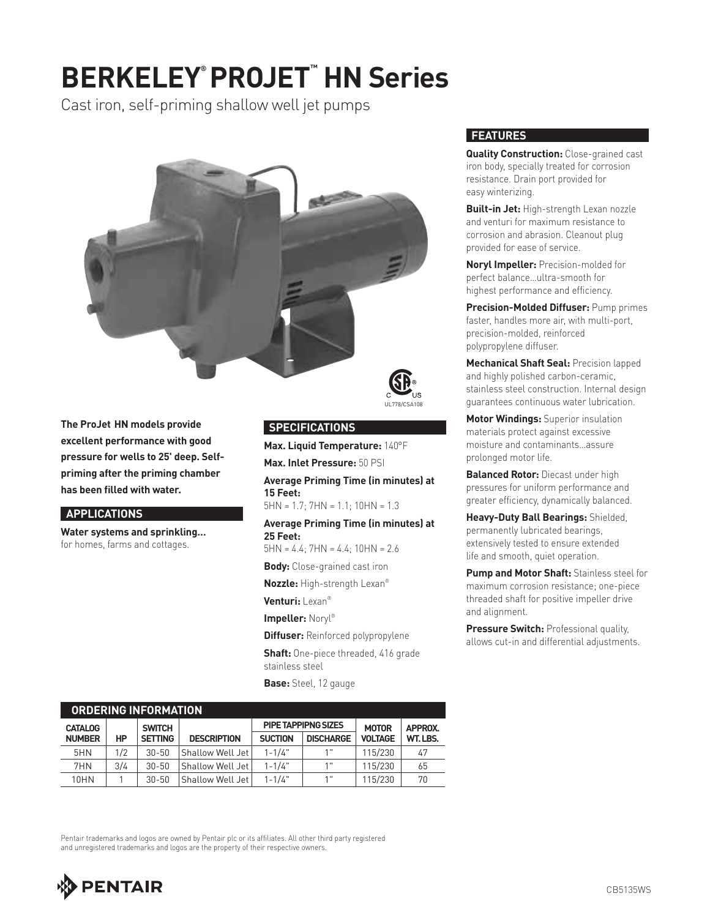# BERKELEY® PROJET™ HN Series

Cast iron, self-priming shallow well jet pumps

UL778/CSA108

**The ProJet HN models provide excellent performance with good pressure for wells to 25' deep. Self-priming after the priming chamber has been filled with water.**

## APPLICATIONS

**Water systems and sprinkling…** for homes, farms and cottages.

## SPECIFICATIONS

**Max. Liquid Temperature:** 140°F

**Max. Inlet Pressure:** 50 PSI

**Average Priming Time (in minutes) at 15 Feet:**
5HN = 1.7; 7HN = 1.1; 10HN = 1.3

**Average Priming Time (in minutes) at 25 Feet:**
5HN = 4.4; 7HN = 4.4; 10HN = 2.6

**Body:** Close-grained cast iron

**Nozzle:** High-strength Lexan®

**Venturi:** Lexan®

**Impeller:** Noryl®

**Diffuser:** Reinforced polypropylene

**Shaft:** One-piece threaded, 416 grade stainless steel

**Base:** Steel, 12 gauge

## FEATURES

**Quality Construction:** Close-grained cast iron body, specially treated for corrosion resistance. Drain port provided for easy winterizing.

**Built-in Jet:** High-strength Lexan nozzle and venturi for maximum resistance to corrosion and abrasion. Cleanout plug provided for ease of service.

**Noryl Impeller:** Precision-molded for perfect balance…ultra-smooth for highest performance and efficiency.

**Precision-Molded Diffuser:** Pump primes faster, handles more air, with multi-port, precision-molded, reinforced polypropylene diffuser.

**Mechanical Shaft Seal:** Precision lapped and highly polished carbon-ceramic, stainless steel construction. Internal design guarantees continuous water lubrication.

**Motor Windings:** Superior insulation materials protect against excessive moisture and contaminants…assure prolonged motor life.

**Balanced Rotor:** Diecast under high pressures for uniform performance and greater efficiency, dynamically balanced.

**Heavy-Duty Ball Bearings:** Shielded, permanently lubricated bearings, extensively tested to ensure extended life and smooth, quiet operation.

**Pump and Motor Shaft:** Stainless steel for maximum corrosion resistance; one-piece threaded shaft for positive impeller drive and alignment.

**Pressure Switch:** Professional quality, allows cut-in and differential adjustments.

## ORDERING INFORMATION

| CATALOG NUMBER | HP | SWITCH SETTING | DESCRIPTION | PIPE TAPPIPNG SIZES | | MOTOR VOLTAGE | APPROX. WT. LBS. |
|---|---|---|---|---|---|---|---|
| | | | | SUCTION | DISCHARGE | | |
| 5HN | 1/2 | 30-50 | Shallow Well Jet | 1-1/4" | 1" | 115/230 | 47 |
| 7HN | 3/4 | 30-50 | Shallow Well Jet | 1-1/4" | 1" | 115/230 | 65 |
| 10HN | 1 | 30-50 | Shallow Well Jet | 1-1/4" | 1" | 115/230 | 70 |

Pentair trademarks and logos are owned by Pentair plc or its affiliates. All other third party registered and unregistered trademarks and logos are the property of their respective owners.

PENTAIR

CB5135WS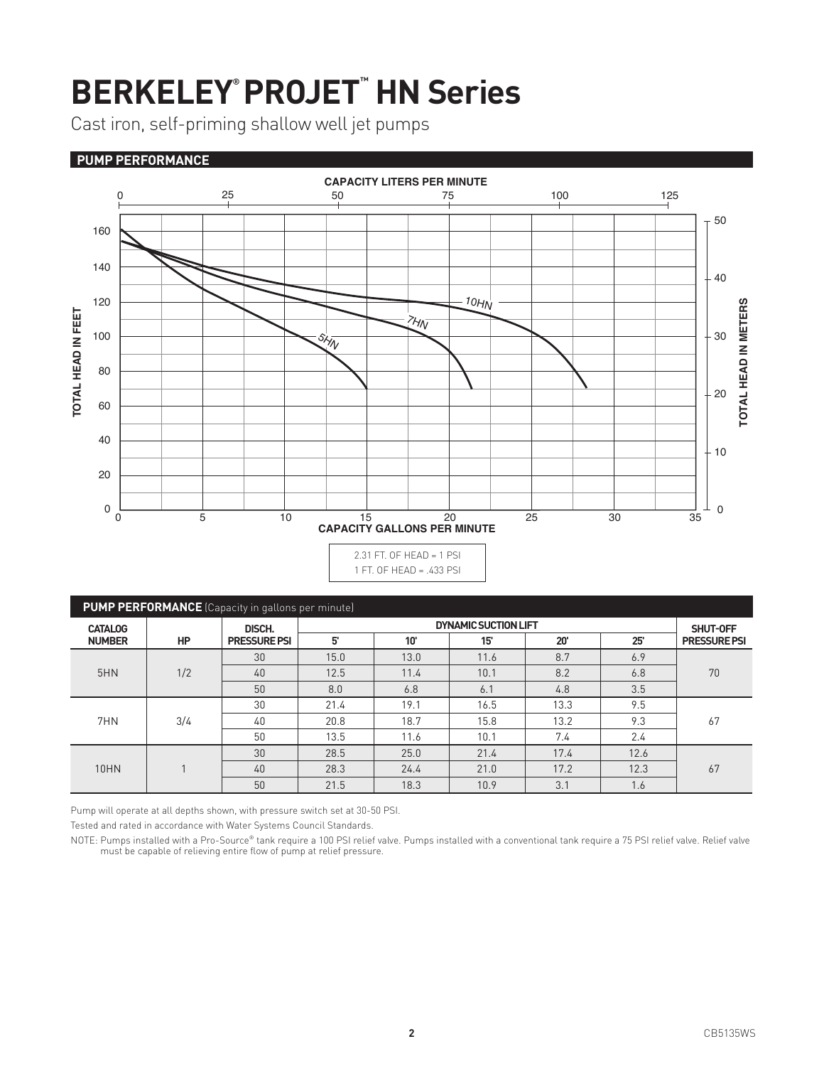# BERKELEY® PROJET™ HN Series

Cast iron, self-priming shallow well jet pumps

## PUMP PERFORMANCE

2.31 FT. OF HEAD = 1 PSI
1 FT. OF HEAD = .433 PSI

## PUMP PERFORMANCE (Capacity in gallons per minute)

| CATALOG NUMBER | HP | DISCH. PRESSURE PSI | DYNAMIC SUCTION LIFT | | | | | SHUT-OFF PRESSURE PSI |
|---|---|---|---|---|---|---|---|---|
| | | | 5' | 10' | 15' | 20' | 25' | |
| 5HN | 1/2 | 30 | 15.0 | 13.0 | 11.6 | 8.7 | 6.9 | 70 |
| | | 40 | 12.5 | 11.4 | 10.1 | 8.2 | 6.8 | |
| | | 50 | 8.0 | 6.8 | 6.1 | 4.8 | 3.5 | |
| 7HN | 3/4 | 30 | 21.4 | 19.1 | 16.5 | 13.3 | 9.5 | 67 |
| | | 40 | 20.8 | 18.7 | 15.8 | 13.2 | 9.3 | |
| | | 50 | 13.5 | 11.6 | 10.1 | 7.4 | 2.4 | |
| 10HN | 1 | 30 | 28.5 | 25.0 | 21.4 | 17.4 | 12.6 | 67 |
| | | 40 | 28.3 | 24.4 | 21.0 | 17.2 | 12.3 | |
| | | 50 | 21.5 | 18.3 | 10.9 | 3.1 | 1.6 | |

Pump will operate at all depths shown, with pressure switch set at 30-50 PSI.

Tested and rated in accordance with Water Systems Council Standards.

NOTE: Pumps installed with a Pro-Source® tank require a 100 PSI relief valve. Pumps installed with a conventional tank require a 75 PSI relief valve. Relief valve must be capable of relieving entire flow of pump at relief pressure.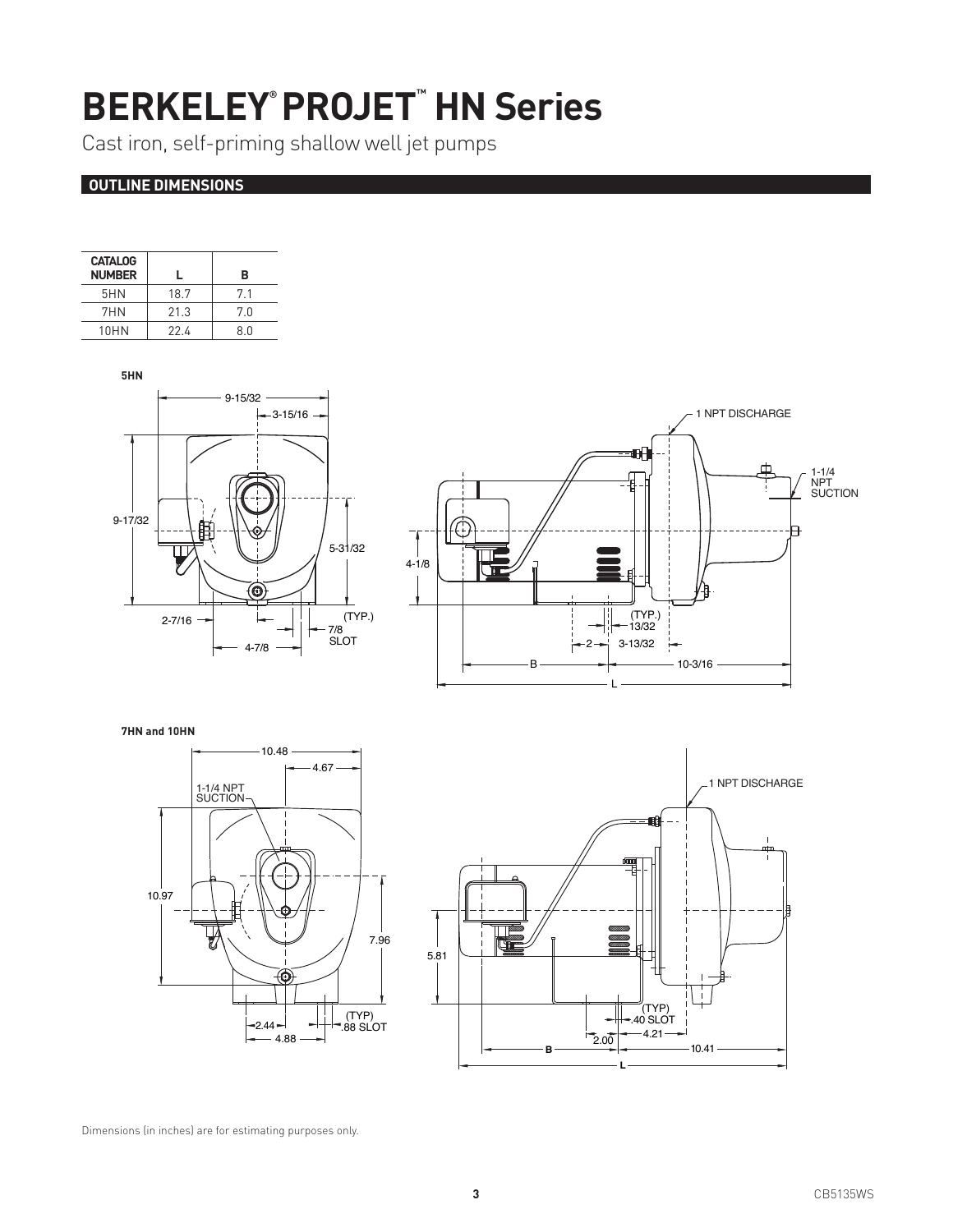# BERKELEY® PROJET™ HN Series

Cast iron, self-priming shallow well jet pumps

## OUTLINE DIMENSIONS

| CATALOG NUMBER | L | B |
|---|---|---|
| 5HN | 18.7 | 7.1 |
| 7HN | 21.3 | 7.0 |
| 10HN | 22.4 | 8.0 |

**5HN**

9-15/32, 3-15/16, 9-17/32, 5-31/32, 2-7/16, 4-7/8, (TYP.) 7/8 SLOT

1 NPT DISCHARGE, 1-1/4 NPT SUCTION, 4-1/8, (TYP.) 13/32, 2, 3-13/32, B, 10-3/16, L

**7HN and 10HN**

10.48, 4.67, 1-1/4 NPT SUCTION, 10.97, 7.96, 2.44, 4.88, (TYP) .88 SLOT

1 NPT DISCHARGE, 5.81, (TYP) .40 SLOT, 2.00, 4.21, B, 10.41, L

Dimensions (in inches) are for estimating purposes only.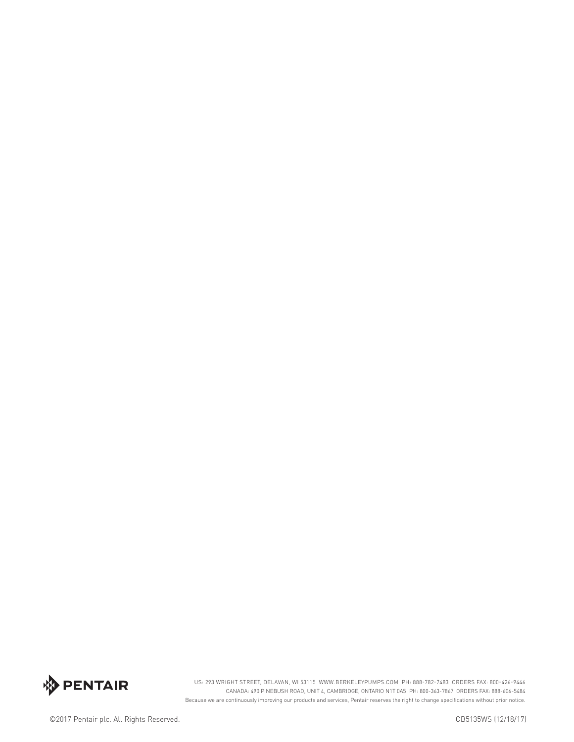PENTAIR

US: 293 WRIGHT STREET, DELAVAN, WI 53115 WWW.BERKELEYPUMPS.COM PH: 888-782-7483 ORDERS FAX: 800-426-9446
CANADA: 490 PINEBUSH ROAD, UNIT 4, CAMBRIDGE, ONTARIO N1T 0A5 PH: 800-363-7867 ORDERS FAX: 888-606-5484
Because we are continuously improving our products and services, Pentair reserves the right to change specifications without prior notice.

©2017 Pentair plc. All Rights Reserved.

CB5135WS (12/18/17)